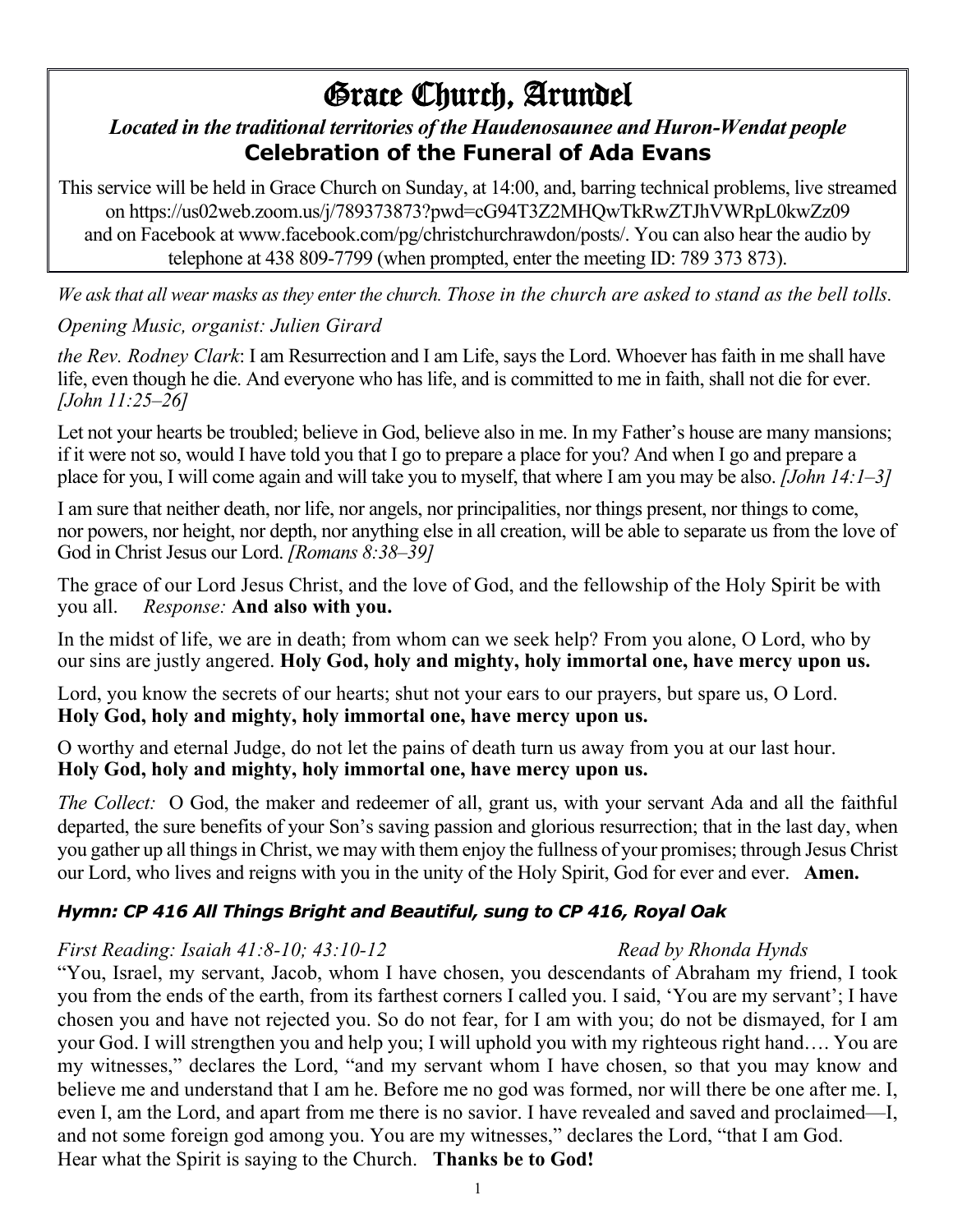# Grace Church, Arundel

***Located in the traditional territories of the Haudenosaunee and Huron-Wendat people***

## Celebration of the Funeral of Ada Evans

This service will be held in Grace Church on Sunday, at 14:00, and, barring technical problems, live streamed on https://us02web.zoom.us/j/789373873?pwd=cG94T3Z2MHQwTkRwZTJhVWRpL0kwZz09 and on Facebook at www.facebook.com/pg/christchurchrawdon/posts/. You can also hear the audio by telephone at 438 809-7799 (when prompted, enter the meeting ID: 789 373 873).

*We ask that all wear masks as they enter the church. Those in the church are asked to stand as the bell tolls.*

*Opening Music, organist: Julien Girard*

*the Rev. Rodney Clark*: I am Resurrection and I am Life, says the Lord. Whoever has faith in me shall have life, even though he die. And everyone who has life, and is committed to me in faith, shall not die for ever. *[John 11:25–26]*

Let not your hearts be troubled; believe in God, believe also in me. In my Father's house are many mansions; if it were not so, would I have told you that I go to prepare a place for you? And when I go and prepare a place for you, I will come again and will take you to myself, that where I am you may be also. *[John 14:1–3]*

I am sure that neither death, nor life, nor angels, nor principalities, nor things present, nor things to come, nor powers, nor height, nor depth, nor anything else in all creation, will be able to separate us from the love of God in Christ Jesus our Lord. *[Romans 8:38–39]*

The grace of our Lord Jesus Christ, and the love of God, and the fellowship of the Holy Spirit be with you all. *Response:* **And also with you.**

In the midst of life, we are in death; from whom can we seek help? From you alone, O Lord, who by our sins are justly angered. **Holy God, holy and mighty, holy immortal one, have mercy upon us.**

Lord, you know the secrets of our hearts; shut not your ears to our prayers, but spare us, O Lord. **Holy God, holy and mighty, holy immortal one, have mercy upon us.**

O worthy and eternal Judge, do not let the pains of death turn us away from you at our last hour. **Holy God, holy and mighty, holy immortal one, have mercy upon us.**

*The Collect:* O God, the maker and redeemer of all, grant us, with your servant Ada and all the faithful departed, the sure benefits of your Son's saving passion and glorious resurrection; that in the last day, when you gather up all things in Christ, we may with them enjoy the fullness of your promises; through Jesus Christ our Lord, who lives and reigns with you in the unity of the Holy Spirit, God for ever and ever. **Amen.**

***Hymn: CP 416 All Things Bright and Beautiful, sung to CP 416, Royal Oak***

*First Reading: Isaiah 41:8-10; 43:10-12* *Read by Rhonda Hynds*

"You, Israel, my servant, Jacob, whom I have chosen, you descendants of Abraham my friend, I took you from the ends of the earth, from its farthest corners I called you. I said, 'You are my servant'; I have chosen you and have not rejected you. So do not fear, for I am with you; do not be dismayed, for I am your God. I will strengthen you and help you; I will uphold you with my righteous right hand…. You are my witnesses," declares the Lord, "and my servant whom I have chosen, so that you may know and believe me and understand that I am he. Before me no god was formed, nor will there be one after me. I, even I, am the Lord, and apart from me there is no savior. I have revealed and saved and proclaimed—I, and not some foreign god among you. You are my witnesses," declares the Lord, "that I am God.
Hear what the Spirit is saying to the Church. **Thanks be to God!**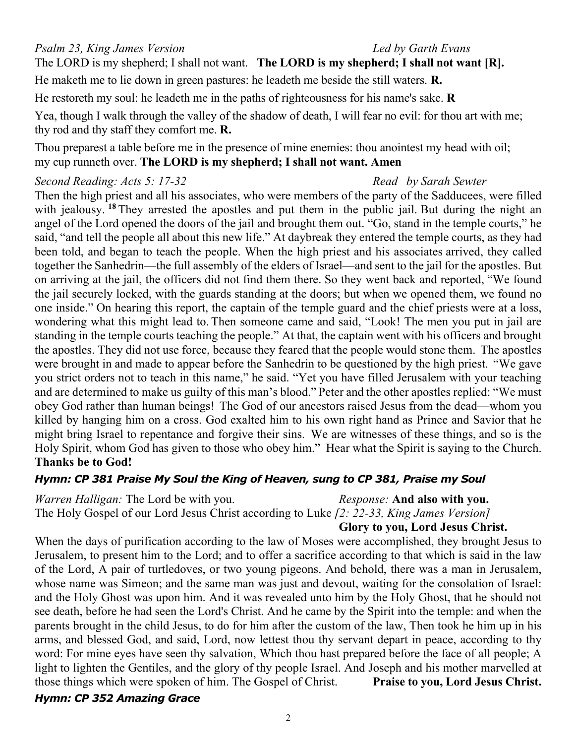*Psalm 23, King James Version* *Led by Garth Evans*

The LORD is my shepherd; I shall not want. **The LORD is my shepherd; I shall not want [R].**

He maketh me to lie down in green pastures: he leadeth me beside the still waters. **R.**

He restoreth my soul: he leadeth me in the paths of righteousness for his name's sake. **R**

Yea, though I walk through the valley of the shadow of death, I will fear no evil: for thou art with me; thy rod and thy staff they comfort me. **R.**

Thou preparest a table before me in the presence of mine enemies: thou anointest my head with oil; my cup runneth over. **The LORD is my shepherd; I shall not want. Amen**

*Second Reading: Acts 5: 17-32* *Read by Sarah Sewter*

Then the high priest and all his associates, who were members of the party of the Sadducees, were filled with jealousy. **18** They arrested the apostles and put them in the public jail. But during the night an angel of the Lord opened the doors of the jail and brought them out. "Go, stand in the temple courts," he said, "and tell the people all about this new life." At daybreak they entered the temple courts, as they had been told, and began to teach the people. When the high priest and his associates arrived, they called together the Sanhedrin—the full assembly of the elders of Israel—and sent to the jail for the apostles. But on arriving at the jail, the officers did not find them there. So they went back and reported, "We found the jail securely locked, with the guards standing at the doors; but when we opened them, we found no one inside." On hearing this report, the captain of the temple guard and the chief priests were at a loss, wondering what this might lead to. Then someone came and said, "Look! The men you put in jail are standing in the temple courts teaching the people." At that, the captain went with his officers and brought the apostles. They did not use force, because they feared that the people would stone them. The apostles were brought in and made to appear before the Sanhedrin to be questioned by the high priest. "We gave you strict orders not to teach in this name," he said. "Yet you have filled Jerusalem with your teaching and are determined to make us guilty of this man's blood." Peter and the other apostles replied: "We must obey God rather than human beings! The God of our ancestors raised Jesus from the dead—whom you killed by hanging him on a cross. God exalted him to his own right hand as Prince and Savior that he might bring Israel to repentance and forgive their sins. We are witnesses of these things, and so is the Holy Spirit, whom God has given to those who obey him." Hear what the Spirit is saying to the Church. **Thanks be to God!**

***Hymn: CP 381 Praise My Soul the King of Heaven, sung to CP 381, Praise my Soul***

*Warren Halligan:* The Lord be with you. *Response:* **And also with you.**

The Holy Gospel of our Lord Jesus Christ according to Luke *[2: 22-33, King James Version]*

**Glory to you, Lord Jesus Christ.**

When the days of purification according to the law of Moses were accomplished, they brought Jesus to Jerusalem, to present him to the Lord; and to offer a sacrifice according to that which is said in the law of the Lord, A pair of turtledoves, or two young pigeons. And behold, there was a man in Jerusalem, whose name was Simeon; and the same man was just and devout, waiting for the consolation of Israel: and the Holy Ghost was upon him. And it was revealed unto him by the Holy Ghost, that he should not see death, before he had seen the Lord's Christ. And he came by the Spirit into the temple: and when the parents brought in the child Jesus, to do for him after the custom of the law, Then took he him up in his arms, and blessed God, and said, Lord, now lettest thou thy servant depart in peace, according to thy word: For mine eyes have seen thy salvation, Which thou hast prepared before the face of all people; A light to lighten the Gentiles, and the glory of thy people Israel. And Joseph and his mother marvelled at those things which were spoken of him. The Gospel of Christ. **Praise to you, Lord Jesus Christ.**

***Hymn: CP 352 Amazing Grace***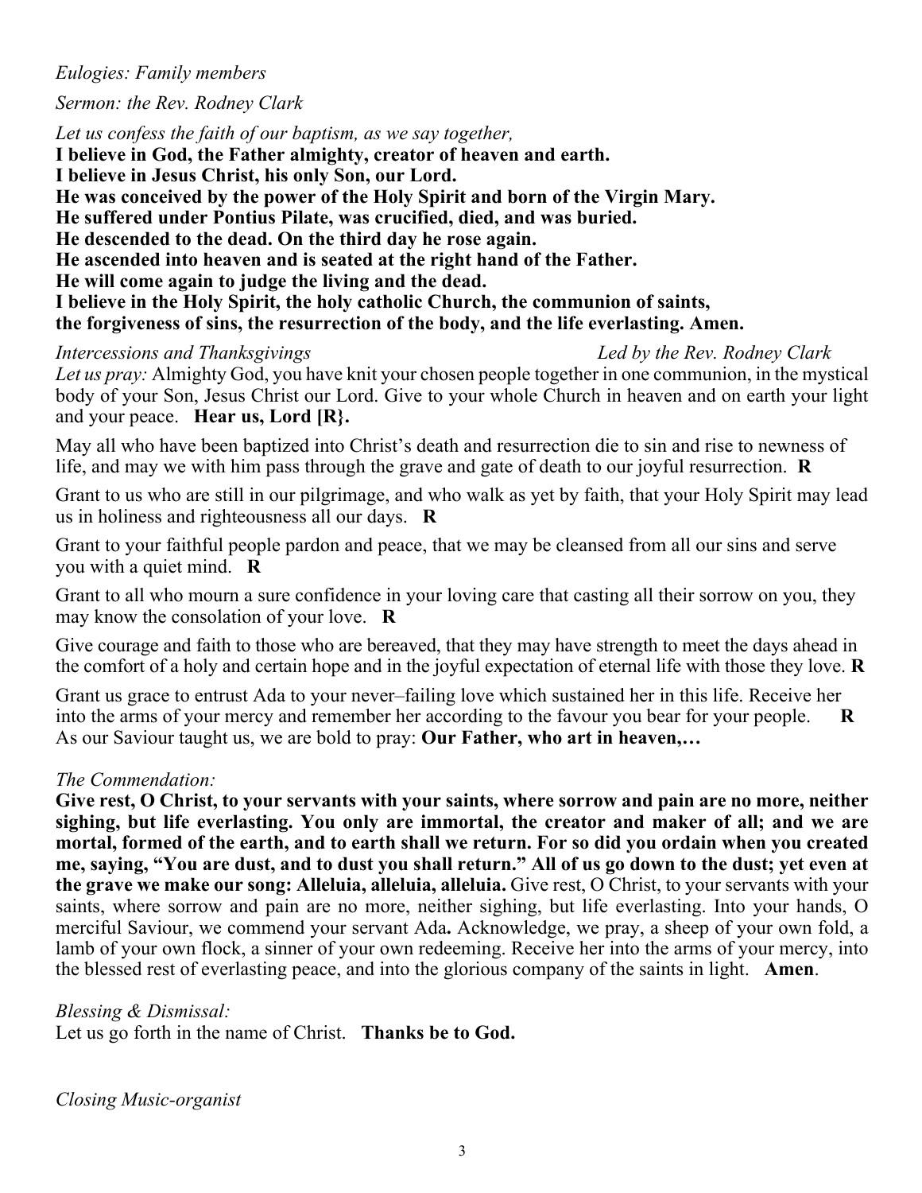*Eulogies: Family members*

*Sermon: the Rev. Rodney Clark*

*Let us confess the faith of our baptism, as we say together,*
**I believe in God, the Father almighty, creator of heaven and earth.**
**I believe in Jesus Christ, his only Son, our Lord.**
**He was conceived by the power of the Holy Spirit and born of the Virgin Mary.**
**He suffered under Pontius Pilate, was crucified, died, and was buried.**
**He descended to the dead. On the third day he rose again.**
**He ascended into heaven and is seated at the right hand of the Father.**
**He will come again to judge the living and the dead.**
**I believe in the Holy Spirit, the holy catholic Church, the communion of saints,**
**the forgiveness of sins, the resurrection of the body, and the life everlasting. Amen.**

*Intercessions and Thanksgivings* *Led by the Rev. Rodney Clark*

*Let us pray:* Almighty God, you have knit your chosen people together in one communion, in the mystical body of your Son, Jesus Christ our Lord. Give to your whole Church in heaven and on earth your light and your peace. **Hear us, Lord [R}.**

May all who have been baptized into Christ's death and resurrection die to sin and rise to newness of life, and may we with him pass through the grave and gate of death to our joyful resurrection. **R**

Grant to us who are still in our pilgrimage, and who walk as yet by faith, that your Holy Spirit may lead us in holiness and righteousness all our days. **R**

Grant to your faithful people pardon and peace, that we may be cleansed from all our sins and serve you with a quiet mind. **R**

Grant to all who mourn a sure confidence in your loving care that casting all their sorrow on you, they may know the consolation of your love. **R**

Give courage and faith to those who are bereaved, that they may have strength to meet the days ahead in the comfort of a holy and certain hope and in the joyful expectation of eternal life with those they love. **R**

Grant us grace to entrust Ada to your never–failing love which sustained her in this life. Receive her into the arms of your mercy and remember her according to the favour you bear for your people. **R**
As our Saviour taught us, we are bold to pray: **Our Father, who art in heaven,…**

*The Commendation:*
**Give rest, O Christ, to your servants with your saints, where sorrow and pain are no more, neither sighing, but life everlasting. You only are immortal, the creator and maker of all; and we are mortal, formed of the earth, and to earth shall we return. For so did you ordain when you created me, saying, "You are dust, and to dust you shall return." All of us go down to the dust; yet even at the grave we make our song: Alleluia, alleluia, alleluia.** Give rest, O Christ, to your servants with your saints, where sorrow and pain are no more, neither sighing, but life everlasting. Into your hands, O merciful Saviour, we commend your servant Ada**.** Acknowledge, we pray, a sheep of your own fold, a lamb of your own flock, a sinner of your own redeeming. Receive her into the arms of your mercy, into the blessed rest of everlasting peace, and into the glorious company of the saints in light. **Amen**.

*Blessing & Dismissal:*
Let us go forth in the name of Christ. **Thanks be to God.**

*Closing Music-organist*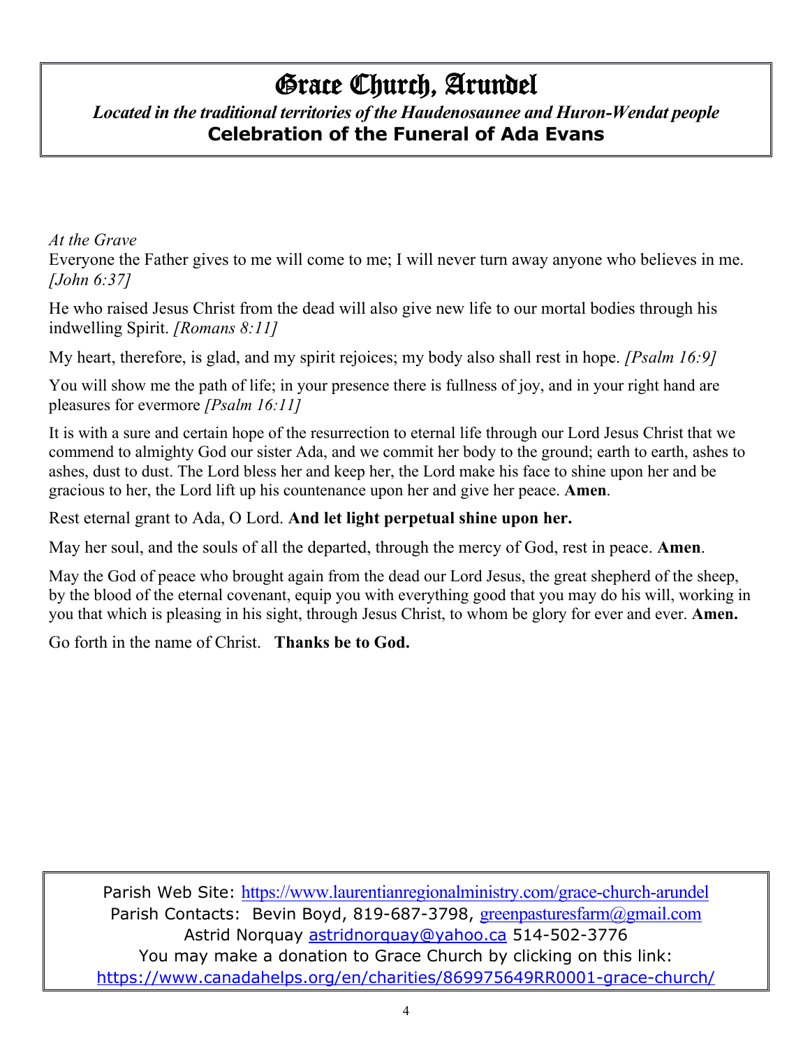# Grace Church, Arundel

***Located in the traditional territories of the Haudenosaunee and Huron-Wendat people***

**Celebration of the Funeral of Ada Evans**

*At the Grave*

Everyone the Father gives to me will come to me; I will never turn away anyone who believes in me. *[John 6:37]*

He who raised Jesus Christ from the dead will also give new life to our mortal bodies through his indwelling Spirit. *[Romans 8:11]*

My heart, therefore, is glad, and my spirit rejoices; my body also shall rest in hope. *[Psalm 16:9]*

You will show me the path of life; in your presence there is fullness of joy, and in your right hand are pleasures for evermore *[Psalm 16:11]*

It is with a sure and certain hope of the resurrection to eternal life through our Lord Jesus Christ that we commend to almighty God our sister Ada, and we commit her body to the ground; earth to earth, ashes to ashes, dust to dust. The Lord bless her and keep her, the Lord make his face to shine upon her and be gracious to her, the Lord lift up his countenance upon her and give her peace. **Amen**.

Rest eternal grant to Ada, O Lord. **And let light perpetual shine upon her.**

May her soul, and the souls of all the departed, through the mercy of God, rest in peace. **Amen**.

May the God of peace who brought again from the dead our Lord Jesus, the great shepherd of the sheep, by the blood of the eternal covenant, equip you with everything good that you may do his will, working in you that which is pleasing in his sight, through Jesus Christ, to whom be glory for ever and ever. **Amen.**

Go forth in the name of Christ. **Thanks be to God.**

Parish Web Site: https://www.laurentianregionalministry.com/grace-church-arundel
Parish Contacts: Bevin Boyd, 819-687-3798, greenpasturesfarm@gmail.com
Astrid Norquay astridnorquay@yahoo.ca 514-502-3776
You may make a donation to Grace Church by clicking on this link:
https://www.canadahelps.org/en/charities/869975649RR0001-grace-church/